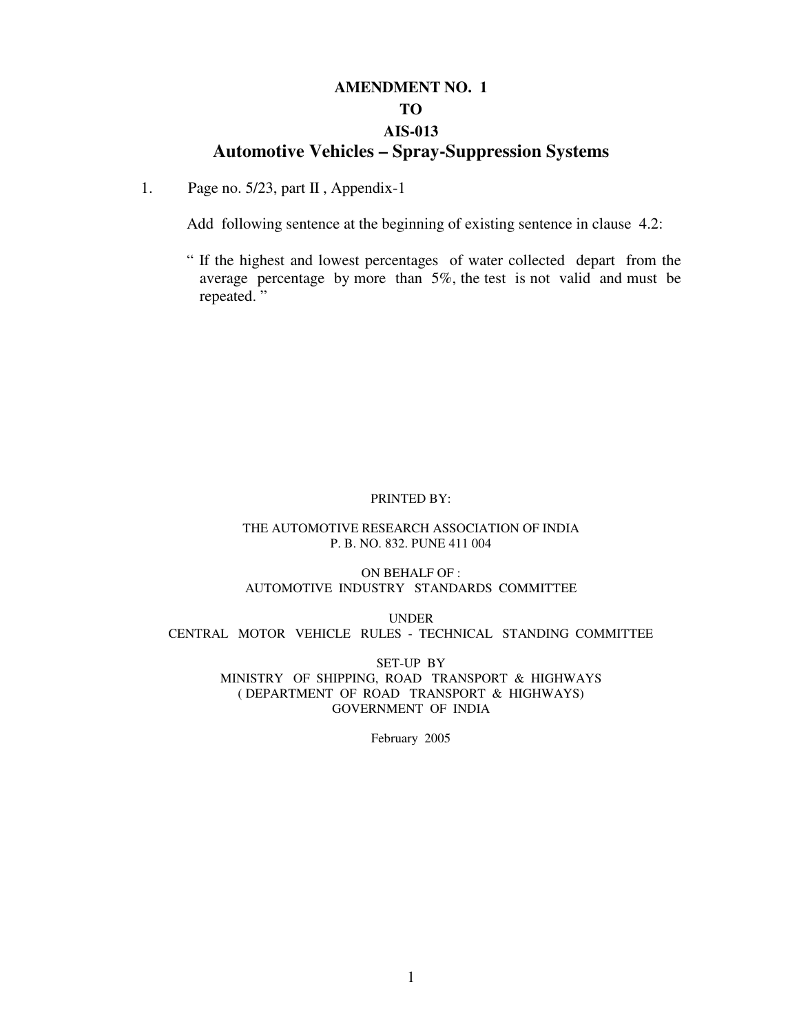# AMENDMENT NO. 1

# TO

# AIS-013

# Automotive Vehicles – Spray-Suppression Systems

1. Page no. 5/23, part II , Appendix-1

   Add following sentence at the beginning of existing sentence in clause 4.2:

   " If the highest and lowest percentages of water collected depart from the average percentage by more than 5%, the test is not valid and must be repeated. "

PRINTED BY:

THE AUTOMOTIVE RESEARCH ASSOCIATION OF INDIA
P. B. NO. 832. PUNE 411 004

ON BEHALF OF :
AUTOMOTIVE INDUSTRY STANDARDS COMMITTEE

UNDER
CENTRAL MOTOR VEHICLE RULES - TECHNICAL STANDING COMMITTEE

SET-UP BY
MINISTRY OF SHIPPING, ROAD TRANSPORT & HIGHWAYS
( DEPARTMENT OF ROAD TRANSPORT & HIGHWAYS)
GOVERNMENT OF INDIA

February 2005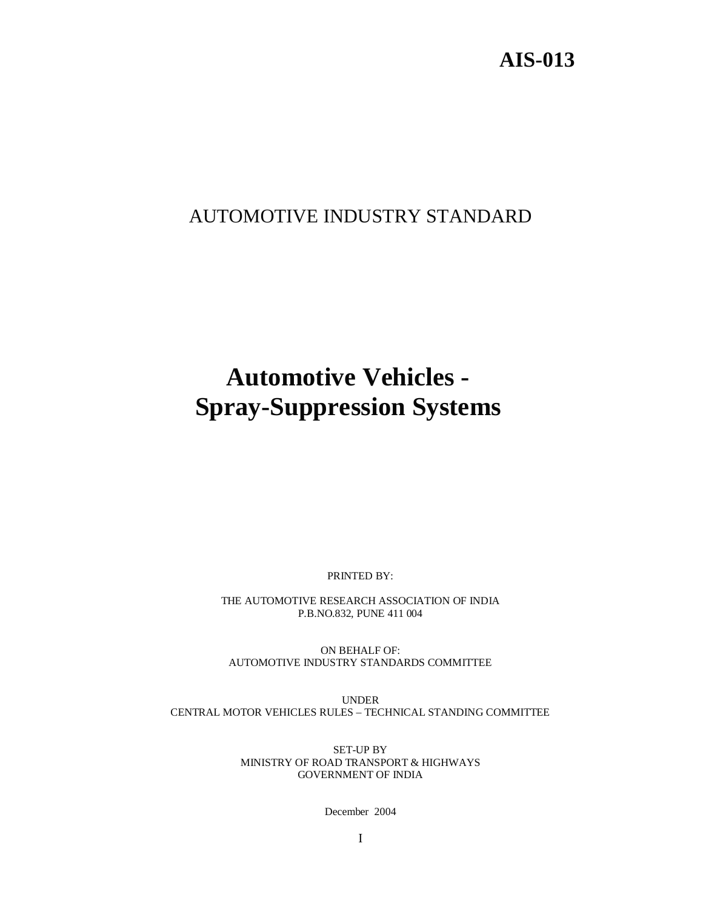**AIS-013**

AUTOMOTIVE INDUSTRY STANDARD

# Automotive Vehicles - Spray-Suppression Systems

PRINTED BY:

THE AUTOMOTIVE RESEARCH ASSOCIATION OF INDIA
P.B.NO.832, PUNE 411 004

ON BEHALF OF:
AUTOMOTIVE INDUSTRY STANDARDS COMMITTEE

UNDER
CENTRAL MOTOR VEHICLES RULES – TECHNICAL STANDING COMMITTEE

SET-UP BY
MINISTRY OF ROAD TRANSPORT & HIGHWAYS
GOVERNMENT OF INDIA

December 2004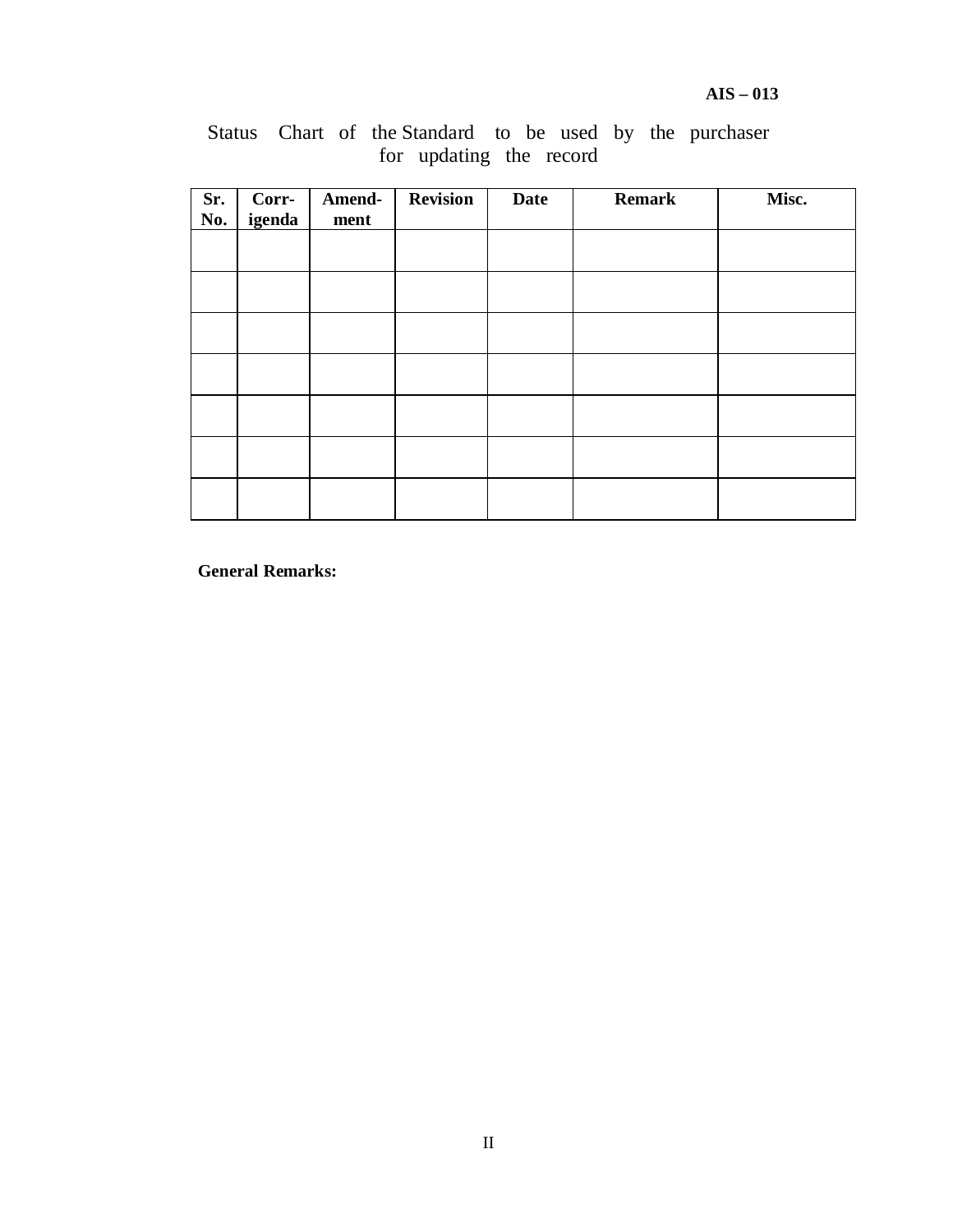Status Chart of the Standard to be used by the purchaser for updating the record

| Sr. No. | Corr-igenda | Amend-ment | Revision | Date | Remark | Misc. |
|---|---|---|---|---|---|---|
| | | | | | | |
| | | | | | | |
| | | | | | | |
| | | | | | | |
| | | | | | | |
| | | | | | | |
| | | | | | | |

**General Remarks:**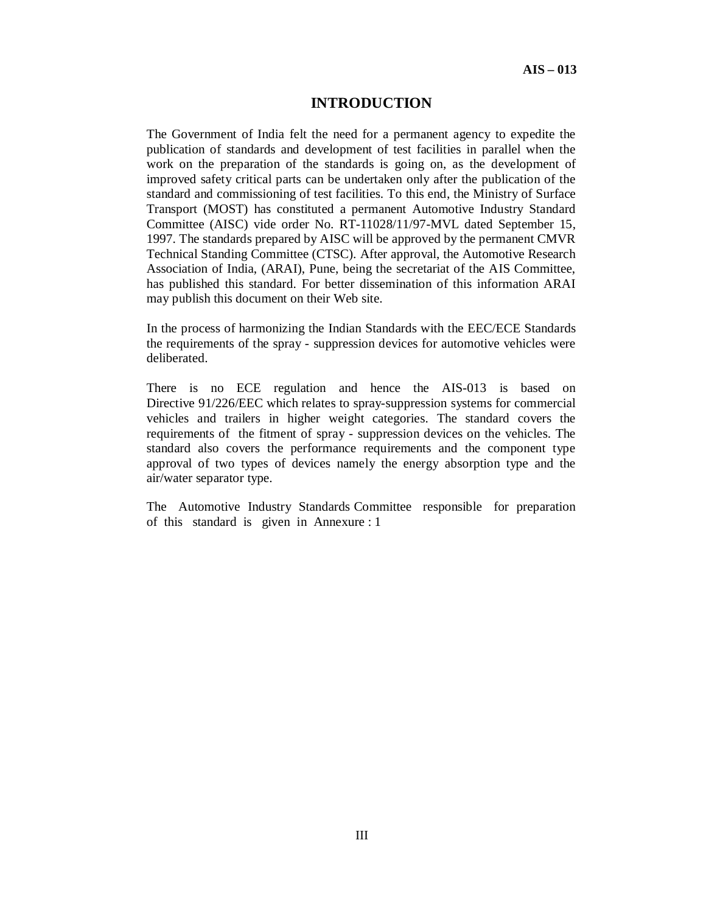# INTRODUCTION

The Government of India felt the need for a permanent agency to expedite the publication of standards and development of test facilities in parallel when the work on the preparation of the standards is going on, as the development of improved safety critical parts can be undertaken only after the publication of the standard and commissioning of test facilities. To this end, the Ministry of Surface Transport (MOST) has constituted a permanent Automotive Industry Standard Committee (AISC) vide order No. RT-11028/11/97-MVL dated September 15, 1997. The standards prepared by AISC will be approved by the permanent CMVR Technical Standing Committee (CTSC). After approval, the Automotive Research Association of India, (ARAI), Pune, being the secretariat of the AIS Committee, has published this standard. For better dissemination of this information ARAI may publish this document on their Web site.

In the process of harmonizing the Indian Standards with the EEC/ECE Standards the requirements of the spray - suppression devices for automotive vehicles were deliberated.

There is no ECE regulation and hence the AIS-013 is based on Directive 91/226/EEC which relates to spray-suppression systems for commercial vehicles and trailers in higher weight categories. The standard covers the requirements of the fitment of spray - suppression devices on the vehicles. The standard also covers the performance requirements and the component type approval of two types of devices namely the energy absorption type and the air/water separator type.

The Automotive Industry Standards Committee responsible for preparation of this standard is given in Annexure : 1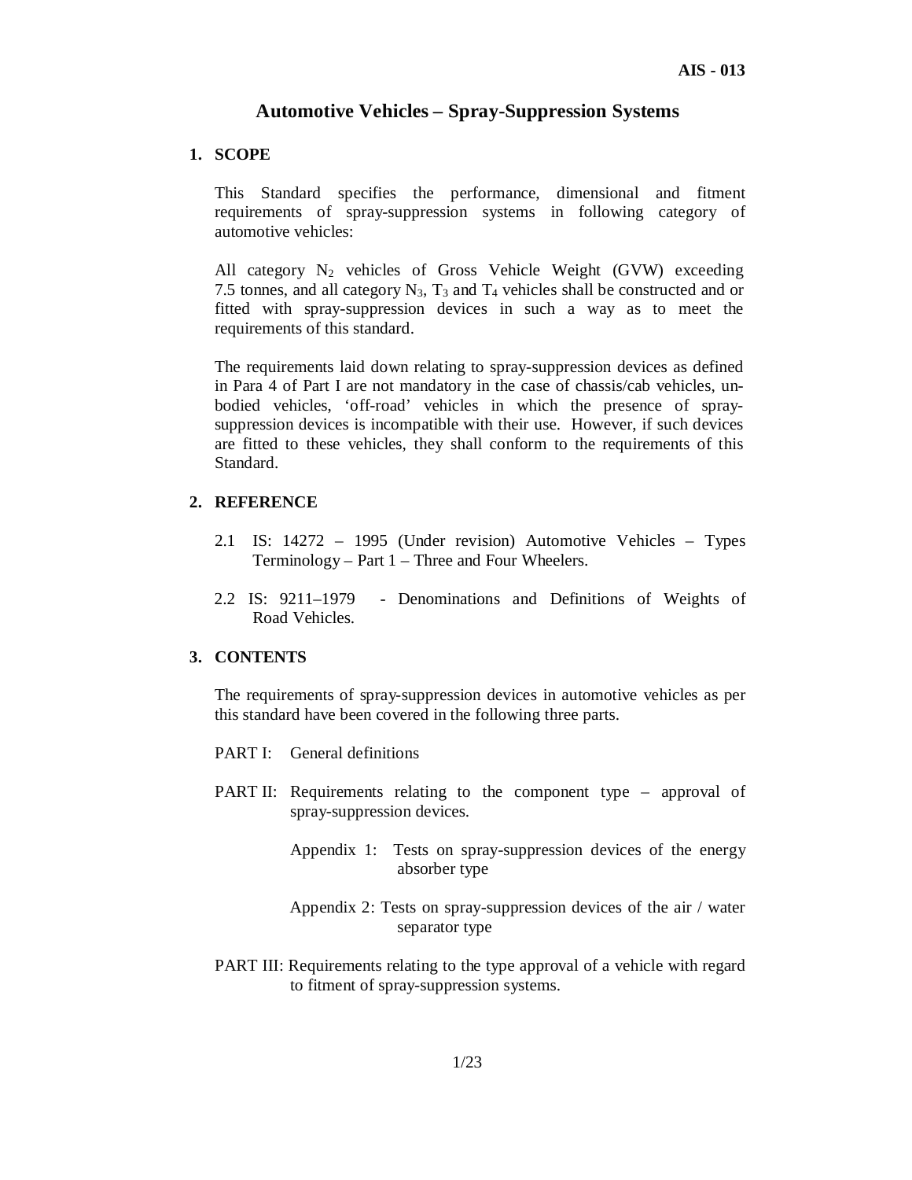# Automotive Vehicles – Spray-Suppression Systems

## 1. SCOPE

This Standard specifies the performance, dimensional and fitment requirements of spray-suppression systems in following category of automotive vehicles:

All category $N_2$ vehicles of Gross Vehicle Weight (GVW) exceeding 7.5 tonnes, and all category $N_3$, $T_3$ and $T_4$ vehicles shall be constructed and or fitted with spray-suppression devices in such a way as to meet the requirements of this standard.

The requirements laid down relating to spray-suppression devices as defined in Para 4 of Part I are not mandatory in the case of chassis/cab vehicles, un-bodied vehicles, 'off-road' vehicles in which the presence of spray-suppression devices is incompatible with their use. However, if such devices are fitted to these vehicles, they shall conform to the requirements of this Standard.

## 2. REFERENCE

2.1 IS: 14272 – 1995 (Under revision) Automotive Vehicles – Types Terminology – Part 1 – Three and Four Wheelers.

2.2 IS: 9211–1979 - Denominations and Definitions of Weights of Road Vehicles.

## 3. CONTENTS

The requirements of spray-suppression devices in automotive vehicles as per this standard have been covered in the following three parts.

PART I: General definitions

PART II: Requirements relating to the component type – approval of spray-suppression devices.

Appendix 1: Tests on spray-suppression devices of the energy absorber type

Appendix 2: Tests on spray-suppression devices of the air / water separator type

PART III: Requirements relating to the type approval of a vehicle with regard to fitment of spray-suppression systems.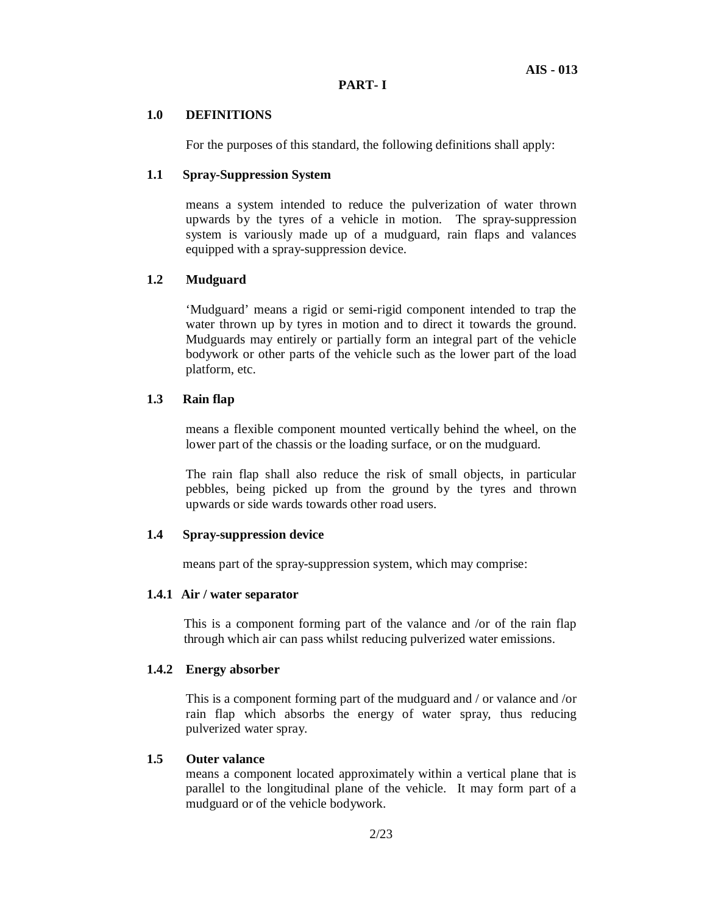## PART- I

### 1.0 DEFINITIONS

For the purposes of this standard, the following definitions shall apply:

#### 1.1 Spray-Suppression System

means a system intended to reduce the pulverization of water thrown upwards by the tyres of a vehicle in motion. The spray-suppression system is variously made up of a mudguard, rain flaps and valances equipped with a spray-suppression device.

#### 1.2 Mudguard

'Mudguard' means a rigid or semi-rigid component intended to trap the water thrown up by tyres in motion and to direct it towards the ground. Mudguards may entirely or partially form an integral part of the vehicle bodywork or other parts of the vehicle such as the lower part of the load platform, etc.

#### 1.3 Rain flap

means a flexible component mounted vertically behind the wheel, on the lower part of the chassis or the loading surface, or on the mudguard.

The rain flap shall also reduce the risk of small objects, in particular pebbles, being picked up from the ground by the tyres and thrown upwards or side wards towards other road users.

#### 1.4 Spray-suppression device

means part of the spray-suppression system, which may comprise:

##### 1.4.1 Air / water separator

This is a component forming part of the valance and /or of the rain flap through which air can pass whilst reducing pulverized water emissions.

##### 1.4.2 Energy absorber

This is a component forming part of the mudguard and / or valance and /or rain flap which absorbs the energy of water spray, thus reducing pulverized water spray.

#### 1.5 Outer valance

means a component located approximately within a vertical plane that is parallel to the longitudinal plane of the vehicle. It may form part of a mudguard or of the vehicle bodywork.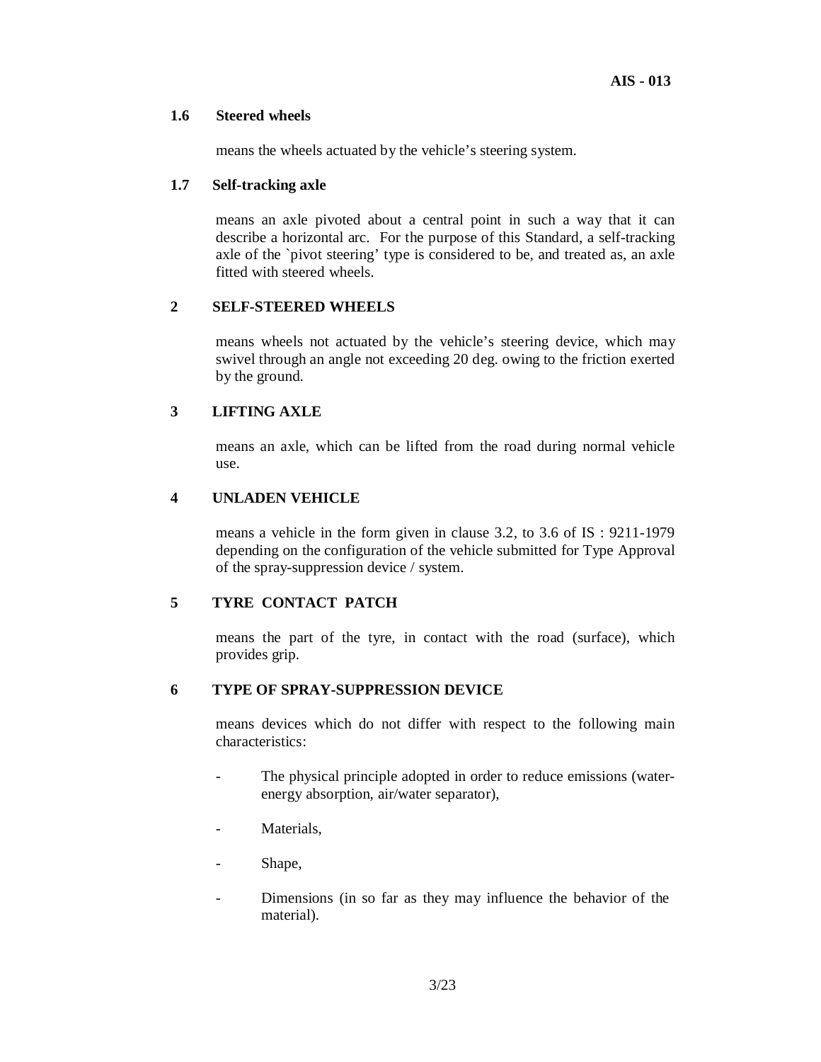### 1.6 Steered wheels

means the wheels actuated by the vehicle's steering system.

### 1.7 Self-tracking axle

means an axle pivoted about a central point in such a way that it can describe a horizontal arc. For the purpose of this Standard, a self-tracking axle of the `pivot steering' type is considered to be, and treated as, an axle fitted with steered wheels.

## 2 SELF-STEERED WHEELS

means wheels not actuated by the vehicle's steering device, which may swivel through an angle not exceeding 20 deg. owing to the friction exerted by the ground.

## 3 LIFTING AXLE

means an axle, which can be lifted from the road during normal vehicle use.

## 4 UNLADEN VEHICLE

means a vehicle in the form given in clause 3.2, to 3.6 of IS : 9211-1979 depending on the configuration of the vehicle submitted for Type Approval of the spray-suppression device / system.

## 5 TYRE CONTACT PATCH

means the part of the tyre, in contact with the road (surface), which provides grip.

## 6 TYPE OF SPRAY-SUPPRESSION DEVICE

means devices which do not differ with respect to the following main characteristics:

- The physical principle adopted in order to reduce emissions (water-energy absorption, air/water separator),
- Materials,
- Shape,
- Dimensions (in so far as they may influence the behavior of the material).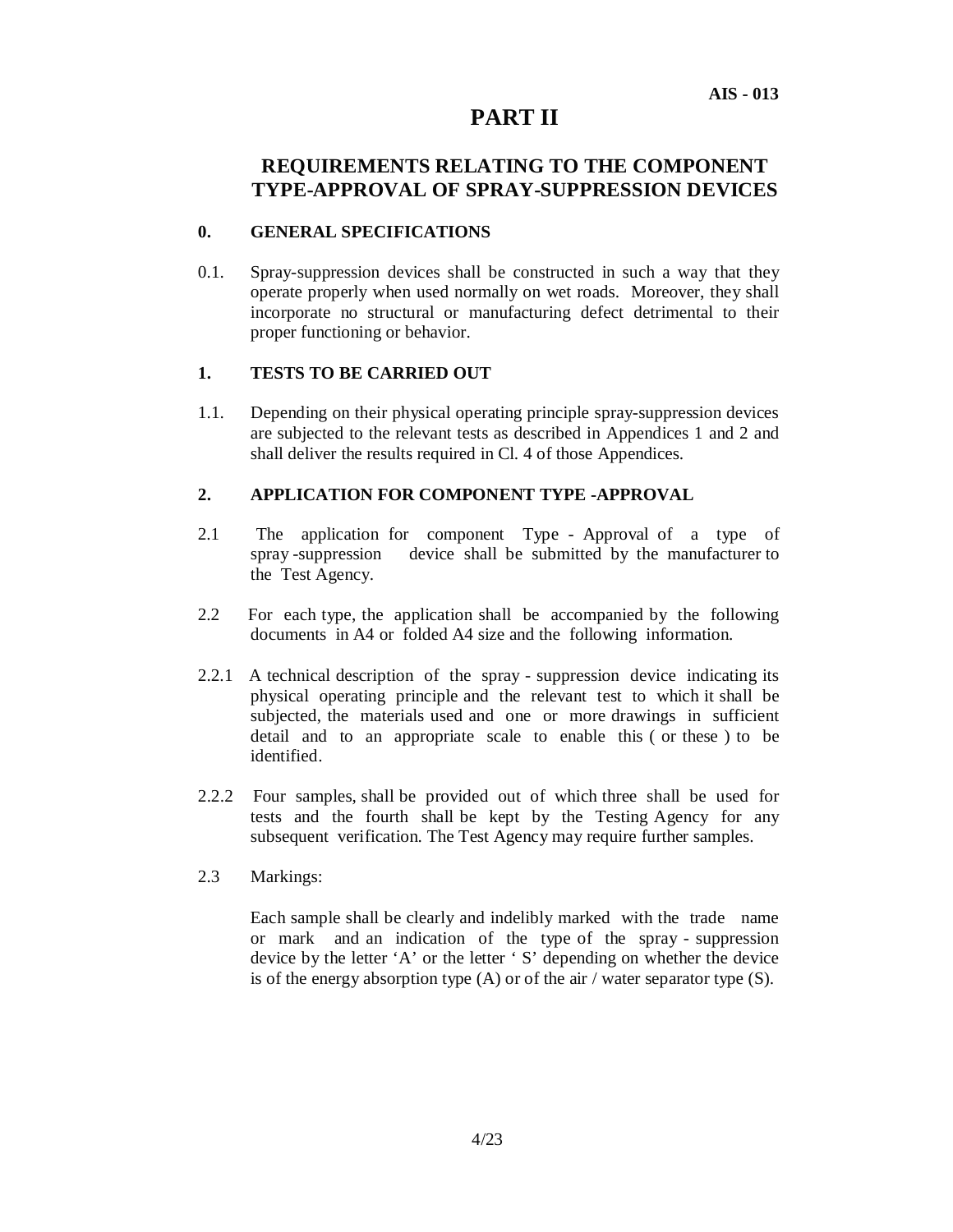# PART II

## REQUIREMENTS RELATING TO THE COMPONENT TYPE-APPROVAL OF SPRAY-SUPPRESSION DEVICES

### 0. GENERAL SPECIFICATIONS

0.1. Spray-suppression devices shall be constructed in such a way that they operate properly when used normally on wet roads. Moreover, they shall incorporate no structural or manufacturing defect detrimental to their proper functioning or behavior.

### 1. TESTS TO BE CARRIED OUT

1.1. Depending on their physical operating principle spray-suppression devices are subjected to the relevant tests as described in Appendices 1 and 2 and shall deliver the results required in Cl. 4 of those Appendices.

### 2. APPLICATION FOR COMPONENT TYPE -APPROVAL

2.1 The application for component Type - Approval of a type of spray -suppression device shall be submitted by the manufacturer to the Test Agency.

2.2 For each type, the application shall be accompanied by the following documents in A4 or folded A4 size and the following information.

2.2.1 A technical description of the spray - suppression device indicating its physical operating principle and the relevant test to which it shall be subjected, the materials used and one or more drawings in sufficient detail and to an appropriate scale to enable this ( or these ) to be identified.

2.2.2 Four samples, shall be provided out of which three shall be used for tests and the fourth shall be kept by the Testing Agency for any subsequent verification. The Test Agency may require further samples.

2.3 Markings:

Each sample shall be clearly and indelibly marked with the trade name or mark and an indication of the type of the spray - suppression device by the letter 'A' or the letter ' S' depending on whether the device is of the energy absorption type (A) or of the air / water separator type (S).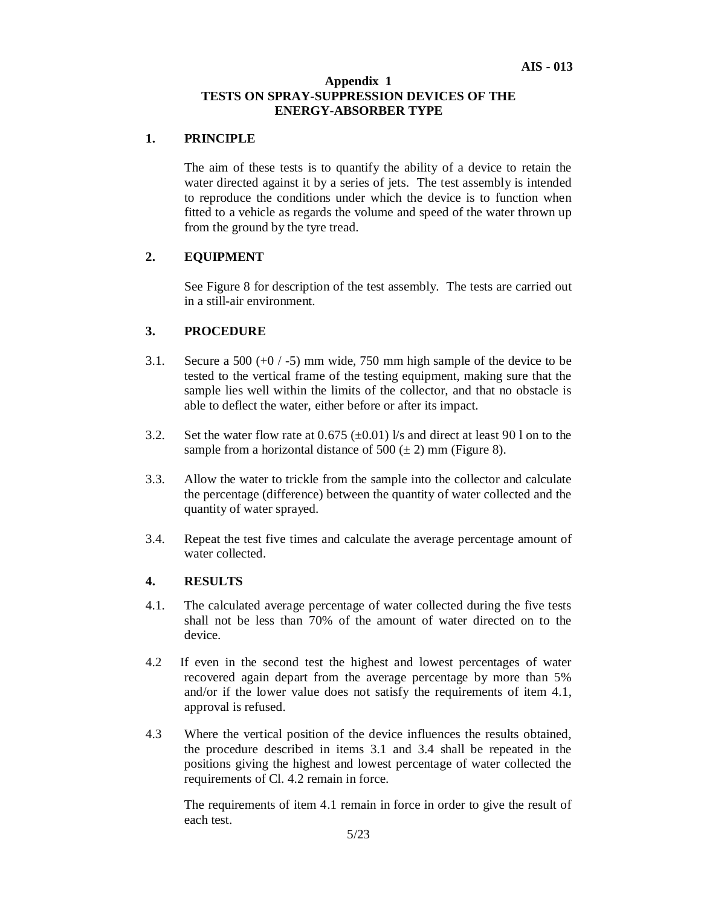## Appendix 1
## TESTS ON SPRAY-SUPPRESSION DEVICES OF THE ENERGY-ABSORBER TYPE

### 1. PRINCIPLE

The aim of these tests is to quantify the ability of a device to retain the water directed against it by a series of jets. The test assembly is intended to reproduce the conditions under which the device is to function when fitted to a vehicle as regards the volume and speed of the water thrown up from the ground by the tyre tread.

### 2. EQUIPMENT

See Figure 8 for description of the test assembly. The tests are carried out in a still-air environment.

### 3. PROCEDURE

3.1. Secure a 500 (+0 / -5) mm wide, 750 mm high sample of the device to be tested to the vertical frame of the testing equipment, making sure that the sample lies well within the limits of the collector, and that no obstacle is able to deflect the water, either before or after its impact.

3.2. Set the water flow rate at 0.675 (±0.01) l/s and direct at least 90 l on to the sample from a horizontal distance of 500 (± 2) mm (Figure 8).

3.3. Allow the water to trickle from the sample into the collector and calculate the percentage (difference) between the quantity of water collected and the quantity of water sprayed.

3.4. Repeat the test five times and calculate the average percentage amount of water collected.

### 4. RESULTS

4.1. The calculated average percentage of water collected during the five tests shall not be less than 70% of the amount of water directed on to the device.

4.2 If even in the second test the highest and lowest percentages of water recovered again depart from the average percentage by more than 5% and/or if the lower value does not satisfy the requirements of item 4.1, approval is refused.

4.3 Where the vertical position of the device influences the results obtained, the procedure described in items 3.1 and 3.4 shall be repeated in the positions giving the highest and lowest percentage of water collected the requirements of Cl. 4.2 remain in force.

The requirements of item 4.1 remain in force in order to give the result of each test.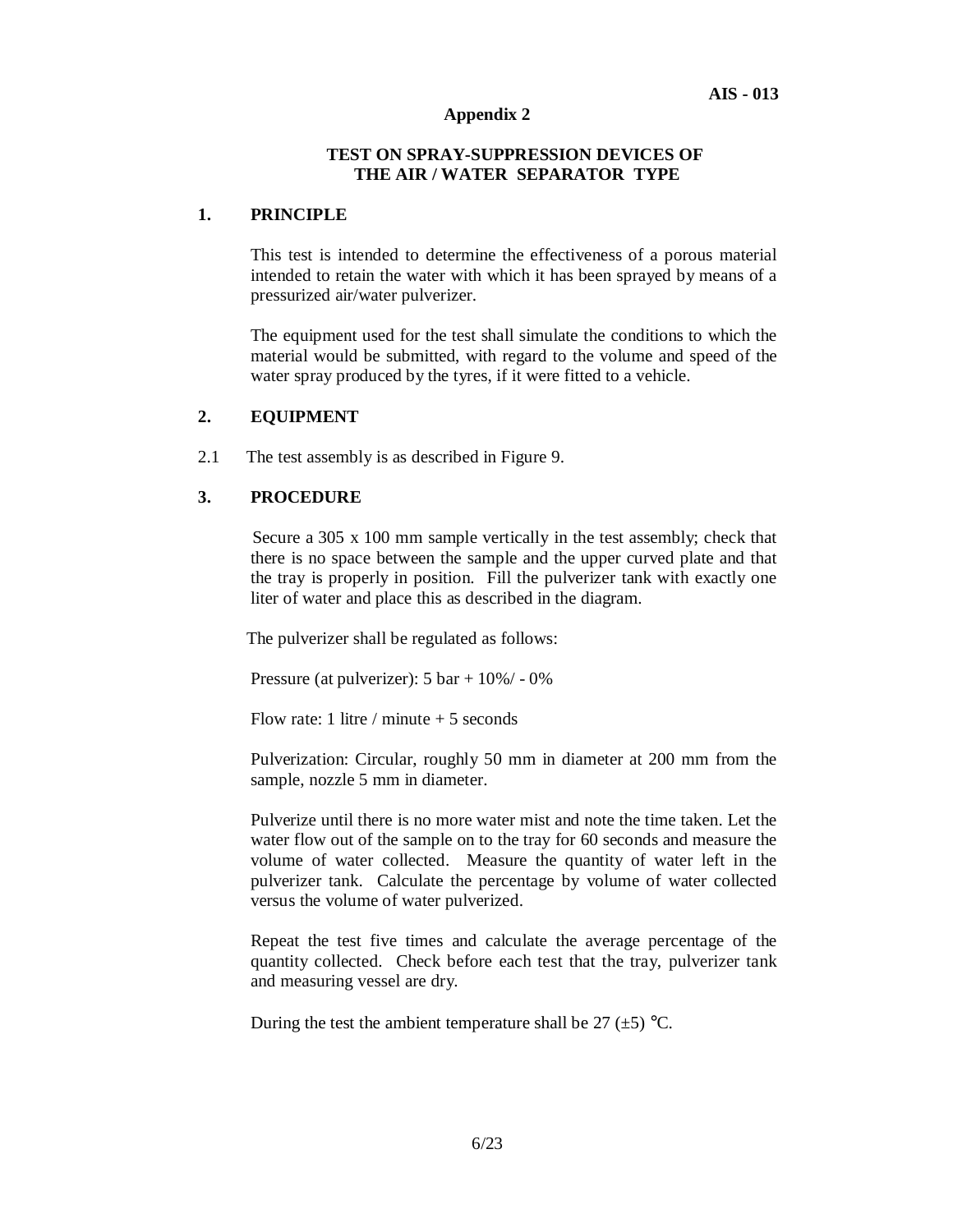# Appendix 2

## TEST ON SPRAY-SUPPRESSION DEVICES OF THE AIR / WATER SEPARATOR TYPE

### 1. PRINCIPLE

This test is intended to determine the effectiveness of a porous material intended to retain the water with which it has been sprayed by means of a pressurized air/water pulverizer.

The equipment used for the test shall simulate the conditions to which the material would be submitted, with regard to the volume and speed of the water spray produced by the tyres, if it were fitted to a vehicle.

### 2. EQUIPMENT

2.1 The test assembly is as described in Figure 9.

### 3. PROCEDURE

Secure a 305 x 100 mm sample vertically in the test assembly; check that there is no space between the sample and the upper curved plate and that the tray is properly in position. Fill the pulverizer tank with exactly one liter of water and place this as described in the diagram.

The pulverizer shall be regulated as follows:

Pressure (at pulverizer): 5 bar + 10%/ - 0%

Flow rate: 1 litre / minute + 5 seconds

Pulverization: Circular, roughly 50 mm in diameter at 200 mm from the sample, nozzle 5 mm in diameter.

Pulverize until there is no more water mist and note the time taken. Let the water flow out of the sample on to the tray for 60 seconds and measure the volume of water collected. Measure the quantity of water left in the pulverizer tank. Calculate the percentage by volume of water collected versus the volume of water pulverized.

Repeat the test five times and calculate the average percentage of the quantity collected. Check before each test that the tray, pulverizer tank and measuring vessel are dry.

During the test the ambient temperature shall be 27 (±5) °C.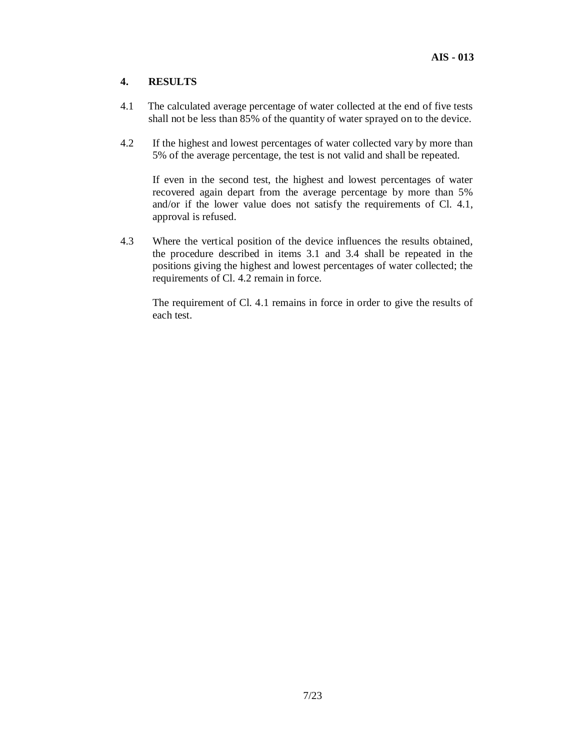## 4. RESULTS

4.1 The calculated average percentage of water collected at the end of five tests shall not be less than 85% of the quantity of water sprayed on to the device.

4.2 If the highest and lowest percentages of water collected vary by more than 5% of the average percentage, the test is not valid and shall be repeated.

If even in the second test, the highest and lowest percentages of water recovered again depart from the average percentage by more than 5% and/or if the lower value does not satisfy the requirements of Cl. 4.1, approval is refused.

4.3 Where the vertical position of the device influences the results obtained, the procedure described in items 3.1 and 3.4 shall be repeated in the positions giving the highest and lowest percentages of water collected; the requirements of Cl. 4.2 remain in force.

The requirement of Cl. 4.1 remains in force in order to give the results of each test.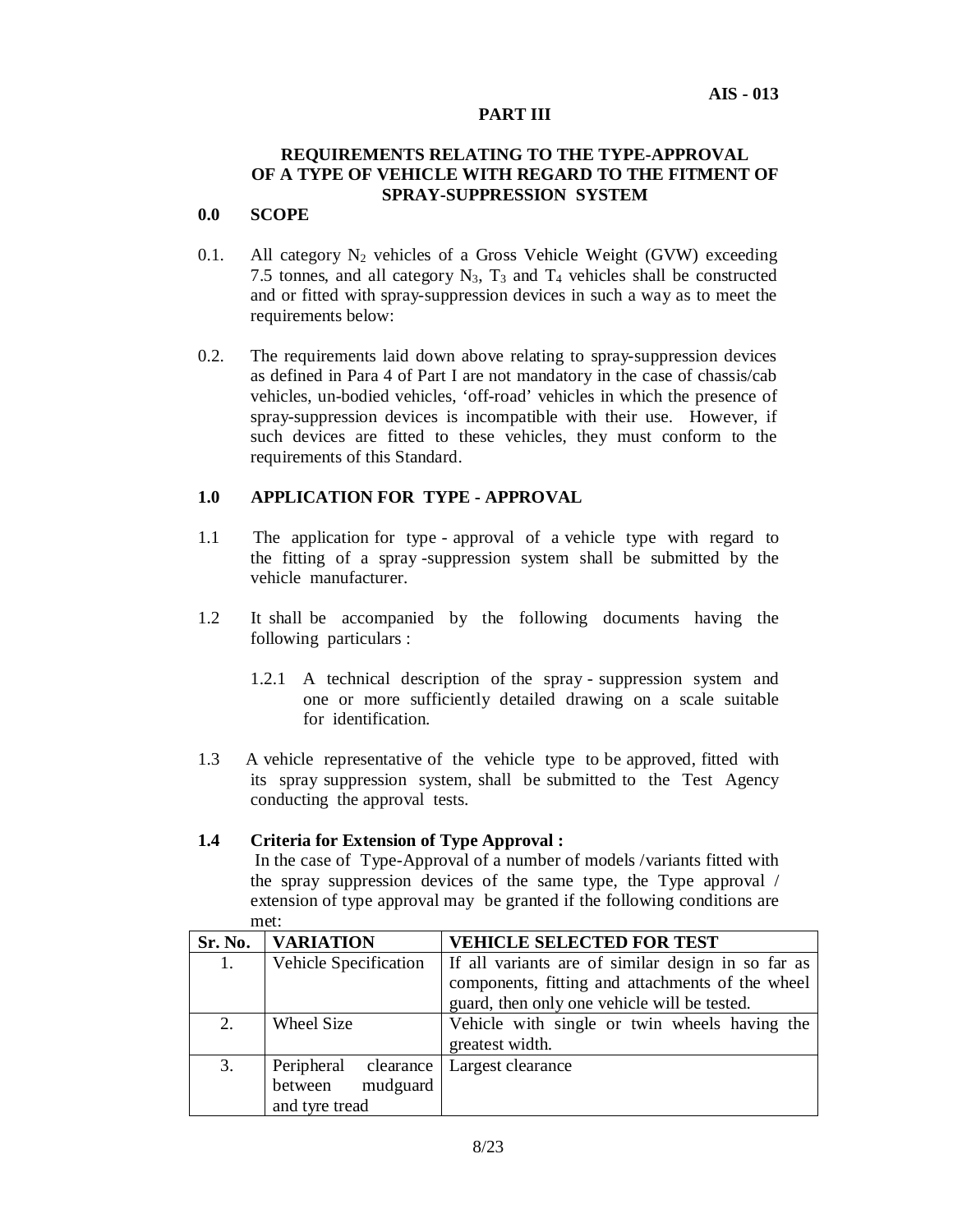# PART III

## REQUIREMENTS RELATING TO THE TYPE-APPROVAL OF A TYPE OF VEHICLE WITH REGARD TO THE FITMENT OF SPRAY-SUPPRESSION SYSTEM

### 0.0 SCOPE

0.1. All category $N_2$ vehicles of a Gross Vehicle Weight (GVW) exceeding 7.5 tonnes, and all category $N_3$, $T_3$ and $T_4$ vehicles shall be constructed and or fitted with spray-suppression devices in such a way as to meet the requirements below:

0.2. The requirements laid down above relating to spray-suppression devices as defined in Para 4 of Part I are not mandatory in the case of chassis/cab vehicles, un-bodied vehicles, 'off-road' vehicles in which the presence of spray-suppression devices is incompatible with their use. However, if such devices are fitted to these vehicles, they must conform to the requirements of this Standard.

### 1.0 APPLICATION FOR TYPE - APPROVAL

1.1 The application for type - approval of a vehicle type with regard to the fitting of a spray -suppression system shall be submitted by the vehicle manufacturer.

1.2 It shall be accompanied by the following documents having the following particulars :

1.2.1 A technical description of the spray - suppression system and one or more sufficiently detailed drawing on a scale suitable for identification.

1.3 A vehicle representative of the vehicle type to be approved, fitted with its spray suppression system, shall be submitted to the Test Agency conducting the approval tests.

**1.4 Criteria for Extension of Type Approval :**

In the case of Type-Approval of a number of models /variants fitted with the spray suppression devices of the same type, the Type approval / extension of type approval may be granted if the following conditions are met:

| Sr. No. | VARIATION | VEHICLE SELECTED FOR TEST |
|---|---|---|
| 1. | Vehicle Specification | If all variants are of similar design in so far as components, fitting and attachments of the wheel guard, then only one vehicle will be tested. |
| 2. | Wheel Size | Vehicle with single or twin wheels having the greatest width. |
| 3. | Peripheral clearance between mudguard and tyre tread | Largest clearance |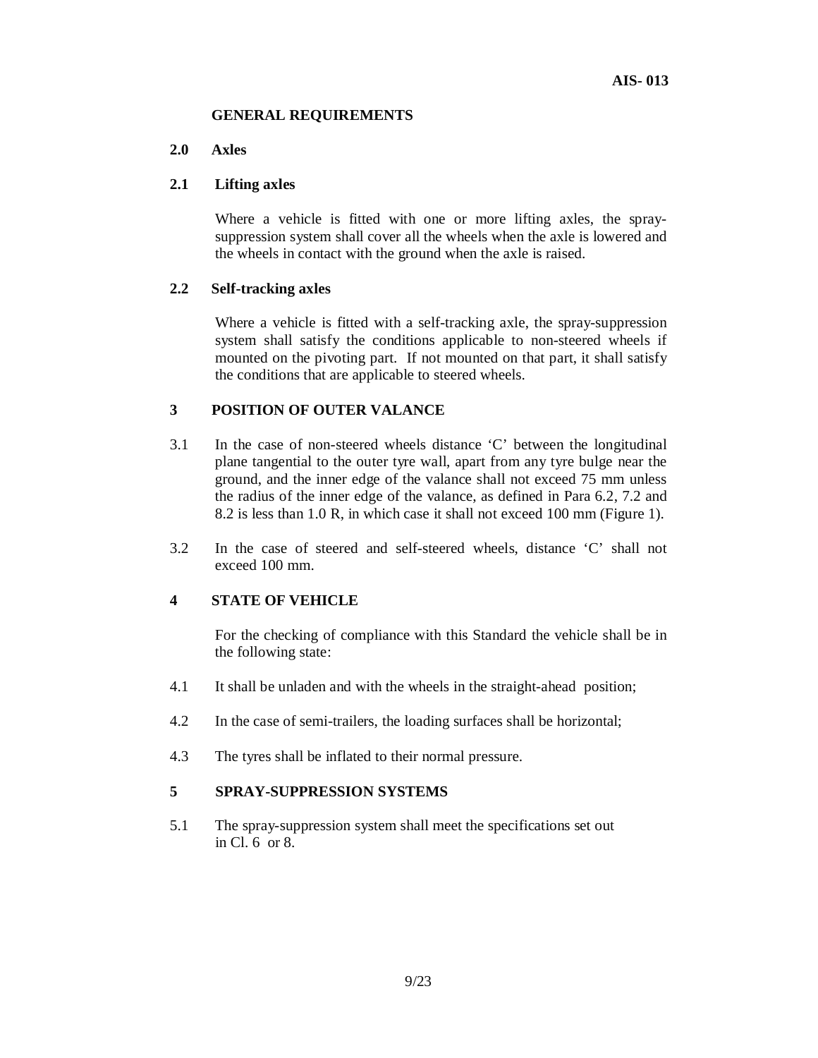## GENERAL REQUIREMENTS

### 2.0 Axles

### 2.1 Lifting axles

Where a vehicle is fitted with one or more lifting axles, the spray-suppression system shall cover all the wheels when the axle is lowered and the wheels in contact with the ground when the axle is raised.

### 2.2 Self-tracking axles

Where a vehicle is fitted with a self-tracking axle, the spray-suppression system shall satisfy the conditions applicable to non-steered wheels if mounted on the pivoting part. If not mounted on that part, it shall satisfy the conditions that are applicable to steered wheels.

## 3 POSITION OF OUTER VALANCE

3.1 In the case of non-steered wheels distance 'C' between the longitudinal plane tangential to the outer tyre wall, apart from any tyre bulge near the ground, and the inner edge of the valance shall not exceed 75 mm unless the radius of the inner edge of the valance, as defined in Para 6.2, 7.2 and 8.2 is less than 1.0 R, in which case it shall not exceed 100 mm (Figure 1).

3.2 In the case of steered and self-steered wheels, distance 'C' shall not exceed 100 mm.

## 4 STATE OF VEHICLE

For the checking of compliance with this Standard the vehicle shall be in the following state:

4.1 It shall be unladen and with the wheels in the straight-ahead position;

4.2 In the case of semi-trailers, the loading surfaces shall be horizontal;

4.3 The tyres shall be inflated to their normal pressure.

## 5 SPRAY-SUPPRESSION SYSTEMS

5.1 The spray-suppression system shall meet the specifications set out in Cl. 6 or 8.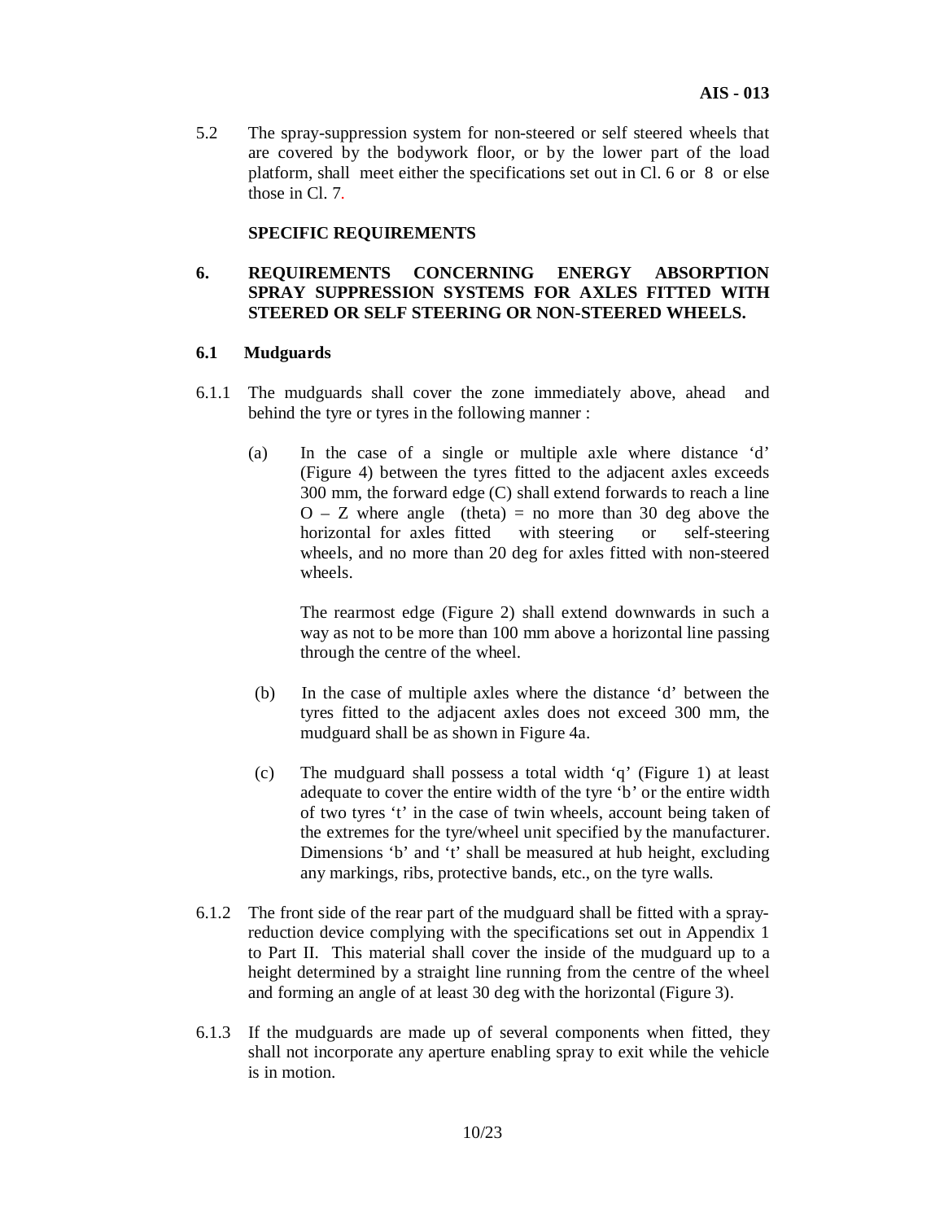5.2 The spray-suppression system for non-steered or self steered wheels that are covered by the bodywork floor, or by the lower part of the load platform, shall meet either the specifications set out in Cl. 6 or 8 or else those in Cl. 7.

**SPECIFIC REQUIREMENTS**

## 6. REQUIREMENTS CONCERNING ENERGY ABSORPTION SPRAY SUPPRESSION SYSTEMS FOR AXLES FITTED WITH STEERED OR SELF STEERING OR NON-STEERED WHEELS.

### 6.1 Mudguards

6.1.1 The mudguards shall cover the zone immediately above, ahead and behind the tyre or tyres in the following manner :

(a) In the case of a single or multiple axle where distance 'd' (Figure 4) between the tyres fitted to the adjacent axles exceeds 300 mm, the forward edge (C) shall extend forwards to reach a line O – Z where angle (theta) = no more than 30 deg above the horizontal for axles fitted with steering or self-steering wheels, and no more than 20 deg for axles fitted with non-steered wheels.

The rearmost edge (Figure 2) shall extend downwards in such a way as not to be more than 100 mm above a horizontal line passing through the centre of the wheel.

(b) In the case of multiple axles where the distance 'd' between the tyres fitted to the adjacent axles does not exceed 300 mm, the mudguard shall be as shown in Figure 4a.

(c) The mudguard shall possess a total width 'q' (Figure 1) at least adequate to cover the entire width of the tyre 'b' or the entire width of two tyres 't' in the case of twin wheels, account being taken of the extremes for the tyre/wheel unit specified by the manufacturer. Dimensions 'b' and 't' shall be measured at hub height, excluding any markings, ribs, protective bands, etc., on the tyre walls.

6.1.2 The front side of the rear part of the mudguard shall be fitted with a spray-reduction device complying with the specifications set out in Appendix 1 to Part II. This material shall cover the inside of the mudguard up to a height determined by a straight line running from the centre of the wheel and forming an angle of at least 30 deg with the horizontal (Figure 3).

6.1.3 If the mudguards are made up of several components when fitted, they shall not incorporate any aperture enabling spray to exit while the vehicle is in motion.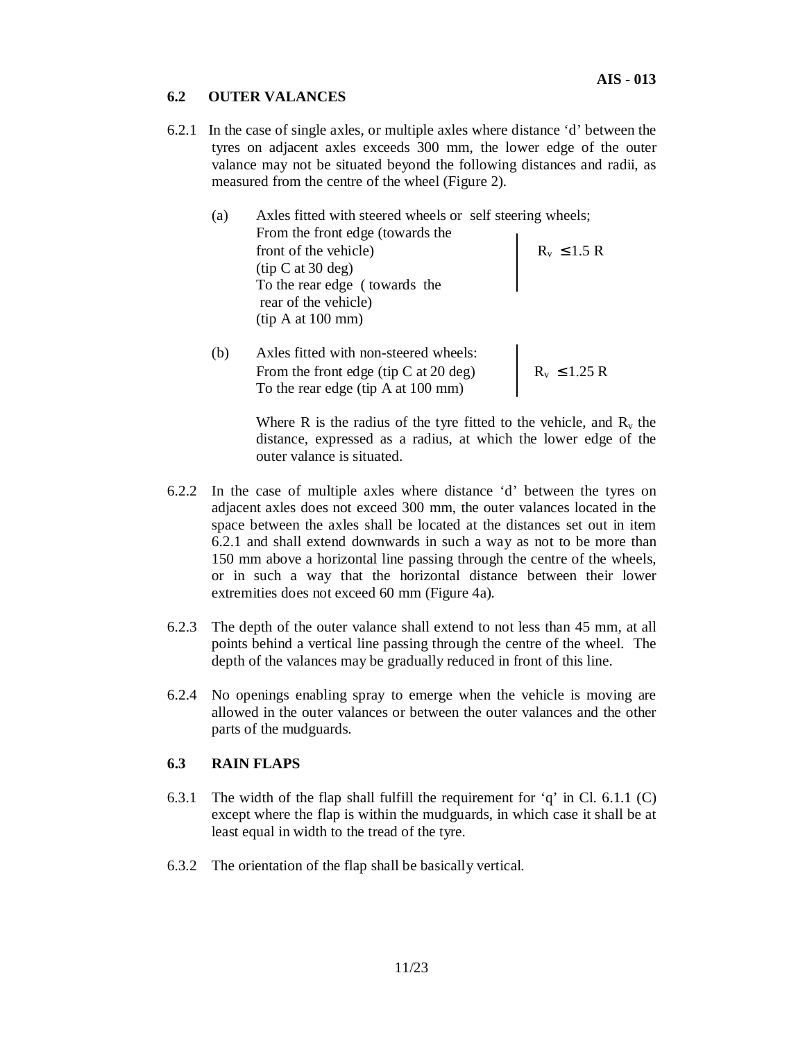## 6.2 OUTER VALANCES

6.2.1 In the case of single axles, or multiple axles where distance 'd' between the tyres on adjacent axles exceeds 300 mm, the lower edge of the outer valance may not be situated beyond the following distances and radii, as measured from the centre of the wheel (Figure 2).

(a) Axles fitted with steered wheels or self steering wheels;

| | |
|---|---|
| From the front edge (towards the front of the vehicle) (tip C at 30 deg) To the rear edge ( towards the rear of the vehicle) (tip A at 100 mm) | $R_v \leq 1.5$ R |

(b) Axles fitted with non-steered wheels:

| | |
|---|---|
| From the front edge (tip C at 20 deg) To the rear edge (tip A at 100 mm) | $R_v \leq 1.25$ R |

Where R is the radius of the tyre fitted to the vehicle, and $R_v$ the distance, expressed as a radius, at which the lower edge of the outer valance is situated.

6.2.2 In the case of multiple axles where distance 'd' between the tyres on adjacent axles does not exceed 300 mm, the outer valances located in the space between the axles shall be located at the distances set out in item 6.2.1 and shall extend downwards in such a way as not to be more than 150 mm above a horizontal line passing through the centre of the wheels, or in such a way that the horizontal distance between their lower extremities does not exceed 60 mm (Figure 4a).

6.2.3 The depth of the outer valance shall extend to not less than 45 mm, at all points behind a vertical line passing through the centre of the wheel. The depth of the valances may be gradually reduced in front of this line.

6.2.4 No openings enabling spray to emerge when the vehicle is moving are allowed in the outer valances or between the outer valances and the other parts of the mudguards.

## 6.3 RAIN FLAPS

6.3.1 The width of the flap shall fulfill the requirement for 'q' in Cl. 6.1.1 (C) except where the flap is within the mudguards, in which case it shall be at least equal in width to the tread of the tyre.

6.3.2 The orientation of the flap shall be basically vertical.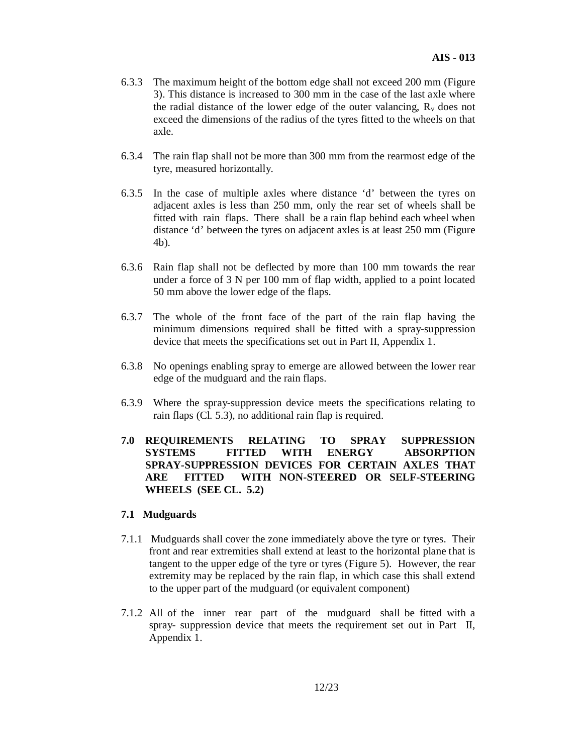6.3.3 The maximum height of the bottom edge shall not exceed 200 mm (Figure 3). This distance is increased to 300 mm in the case of the last axle where the radial distance of the lower edge of the outer valancing, $R_v$ does not exceed the dimensions of the radius of the tyres fitted to the wheels on that axle.

6.3.4 The rain flap shall not be more than 300 mm from the rearmost edge of the tyre, measured horizontally.

6.3.5 In the case of multiple axles where distance 'd' between the tyres on adjacent axles is less than 250 mm, only the rear set of wheels shall be fitted with rain flaps. There shall be a rain flap behind each wheel when distance 'd' between the tyres on adjacent axles is at least 250 mm (Figure 4b).

6.3.6 Rain flap shall not be deflected by more than 100 mm towards the rear under a force of 3 N per 100 mm of flap width, applied to a point located 50 mm above the lower edge of the flaps.

6.3.7 The whole of the front face of the part of the rain flap having the minimum dimensions required shall be fitted with a spray-suppression device that meets the specifications set out in Part II, Appendix 1.

6.3.8 No openings enabling spray to emerge are allowed between the lower rear edge of the mudguard and the rain flaps.

6.3.9 Where the spray-suppression device meets the specifications relating to rain flaps (Cl. 5.3), no additional rain flap is required.

## 7.0 REQUIREMENTS RELATING TO SPRAY SUPPRESSION SYSTEMS FITTED WITH ENERGY ABSORPTION SPRAY-SUPPRESSION DEVICES FOR CERTAIN AXLES THAT ARE FITTED WITH NON-STEERED OR SELF-STEERING WHEELS (SEE CL. 5.2)

### 7.1 Mudguards

7.1.1 Mudguards shall cover the zone immediately above the tyre or tyres. Their front and rear extremities shall extend at least to the horizontal plane that is tangent to the upper edge of the tyre or tyres (Figure 5). However, the rear extremity may be replaced by the rain flap, in which case this shall extend to the upper part of the mudguard (or equivalent component)

7.1.2 All of the inner rear part of the mudguard shall be fitted with a spray- suppression device that meets the requirement set out in Part II, Appendix 1.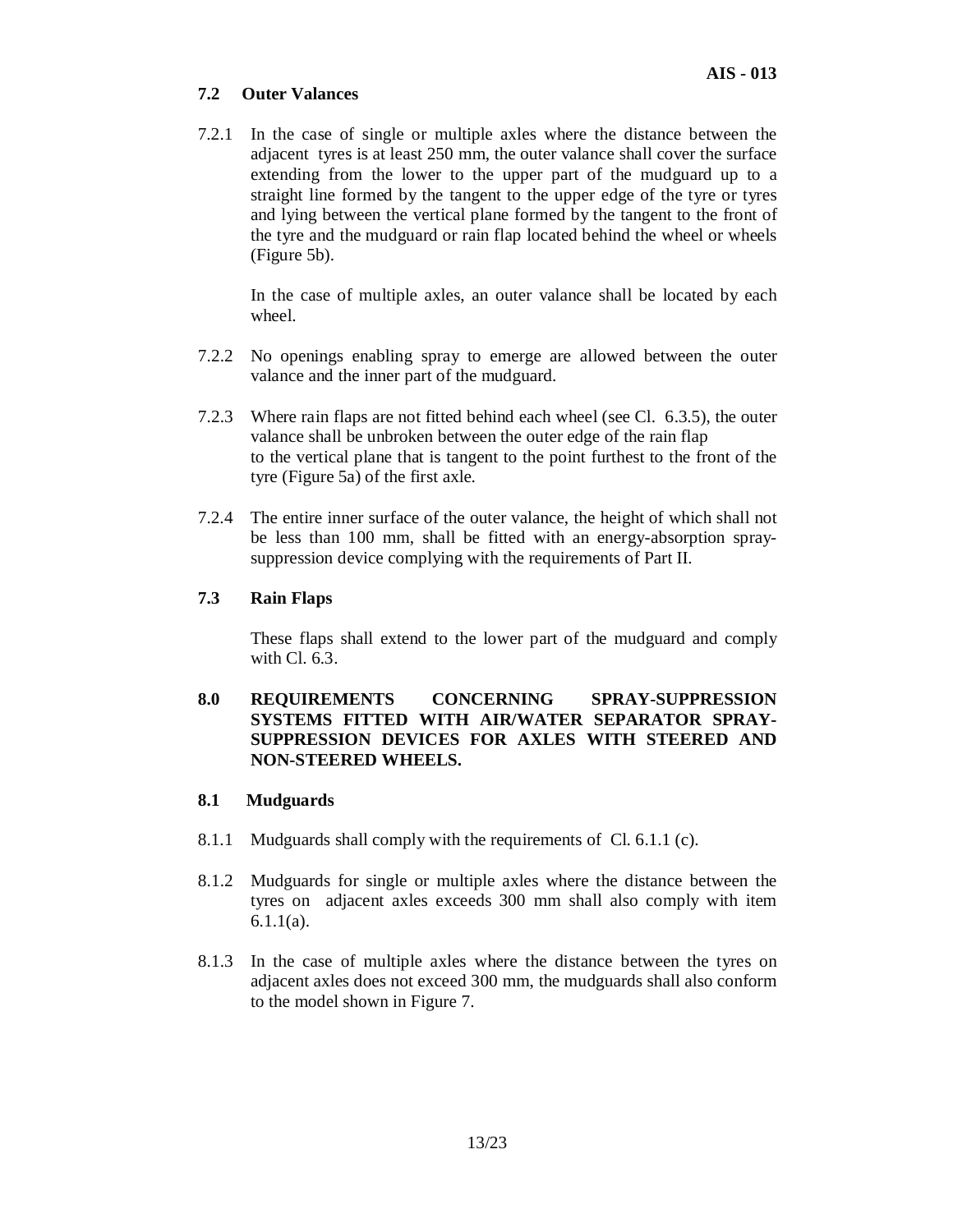### 7.2 Outer Valances

7.2.1 In the case of single or multiple axles where the distance between the adjacent tyres is at least 250 mm, the outer valance shall cover the surface extending from the lower to the upper part of the mudguard up to a straight line formed by the tangent to the upper edge of the tyre or tyres and lying between the vertical plane formed by the tangent to the front of the tyre and the mudguard or rain flap located behind the wheel or wheels (Figure 5b).

In the case of multiple axles, an outer valance shall be located by each wheel.

7.2.2 No openings enabling spray to emerge are allowed between the outer valance and the inner part of the mudguard.

7.2.3 Where rain flaps are not fitted behind each wheel (see Cl. 6.3.5), the outer valance shall be unbroken between the outer edge of the rain flap to the vertical plane that is tangent to the point furthest to the front of the tyre (Figure 5a) of the first axle.

7.2.4 The entire inner surface of the outer valance, the height of which shall not be less than 100 mm, shall be fitted with an energy-absorption spray-suppression device complying with the requirements of Part II.

### 7.3 Rain Flaps

These flaps shall extend to the lower part of the mudguard and comply with Cl. 6.3.

## 8.0 REQUIREMENTS CONCERNING SPRAY-SUPPRESSION SYSTEMS FITTED WITH AIR/WATER SEPARATOR SPRAY-SUPPRESSION DEVICES FOR AXLES WITH STEERED AND NON-STEERED WHEELS.

### 8.1 Mudguards

8.1.1 Mudguards shall comply with the requirements of Cl. 6.1.1 (c).

8.1.2 Mudguards for single or multiple axles where the distance between the tyres on adjacent axles exceeds 300 mm shall also comply with item 6.1.1(a).

8.1.3 In the case of multiple axles where the distance between the tyres on adjacent axles does not exceed 300 mm, the mudguards shall also conform to the model shown in Figure 7.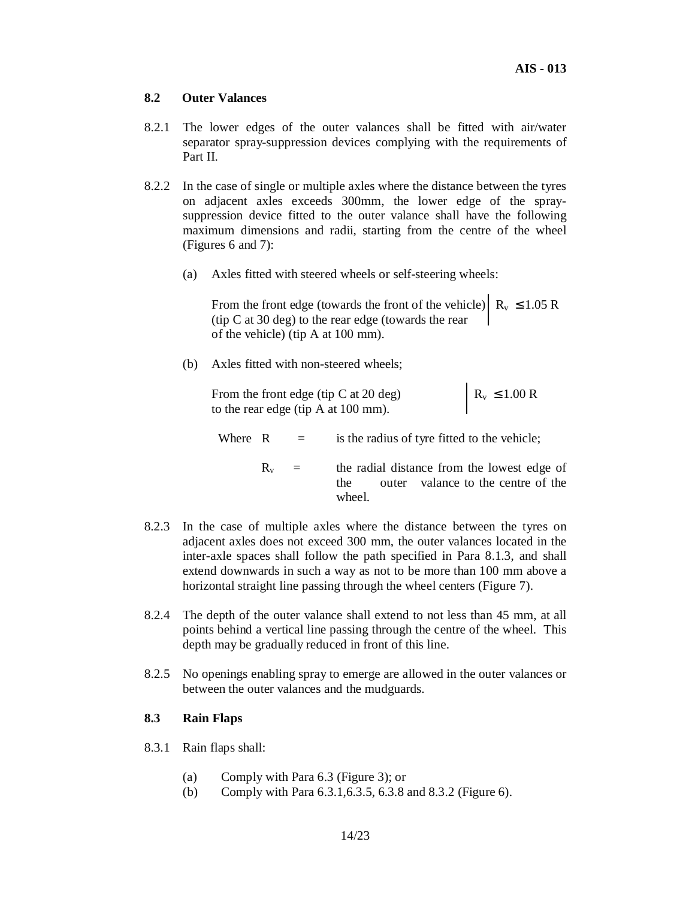## 8.2 Outer Valances

8.2.1 The lower edges of the outer valances shall be fitted with air/water separator spray-suppression devices complying with the requirements of Part II.

8.2.2 In the case of single or multiple axles where the distance between the tyres on adjacent axles exceeds 300mm, the lower edge of the spray-suppression device fitted to the outer valance shall have the following maximum dimensions and radii, starting from the centre of the wheel (Figures 6 and 7):

(a) Axles fitted with steered wheels or self-steering wheels:

From the front edge (towards the front of the vehicle) (tip C at 30 deg) to the rear edge (towards the rear of the vehicle) (tip A at 100 mm). | $R_v \leq 1.05\ R$

(b) Axles fitted with non-steered wheels;

From the front edge (tip C at 20 deg) to the rear edge (tip A at 100 mm). | $R_v \leq 1.00\ R$

Where $R$ = is the radius of tyre fitted to the vehicle;

$R_v$ = the radial distance from the lowest edge of the outer valance to the centre of the wheel.

8.2.3 In the case of multiple axles where the distance between the tyres on adjacent axles does not exceed 300 mm, the outer valances located in the inter-axle spaces shall follow the path specified in Para 8.1.3, and shall extend downwards in such a way as not to be more than 100 mm above a horizontal straight line passing through the wheel centers (Figure 7).

8.2.4 The depth of the outer valance shall extend to not less than 45 mm, at all points behind a vertical line passing through the centre of the wheel. This depth may be gradually reduced in front of this line.

8.2.5 No openings enabling spray to emerge are allowed in the outer valances or between the outer valances and the mudguards.

## 8.3 Rain Flaps

8.3.1 Rain flaps shall:

(a) Comply with Para 6.3 (Figure 3); or
(b) Comply with Para 6.3.1,6.3.5, 6.3.8 and 8.3.2 (Figure 6).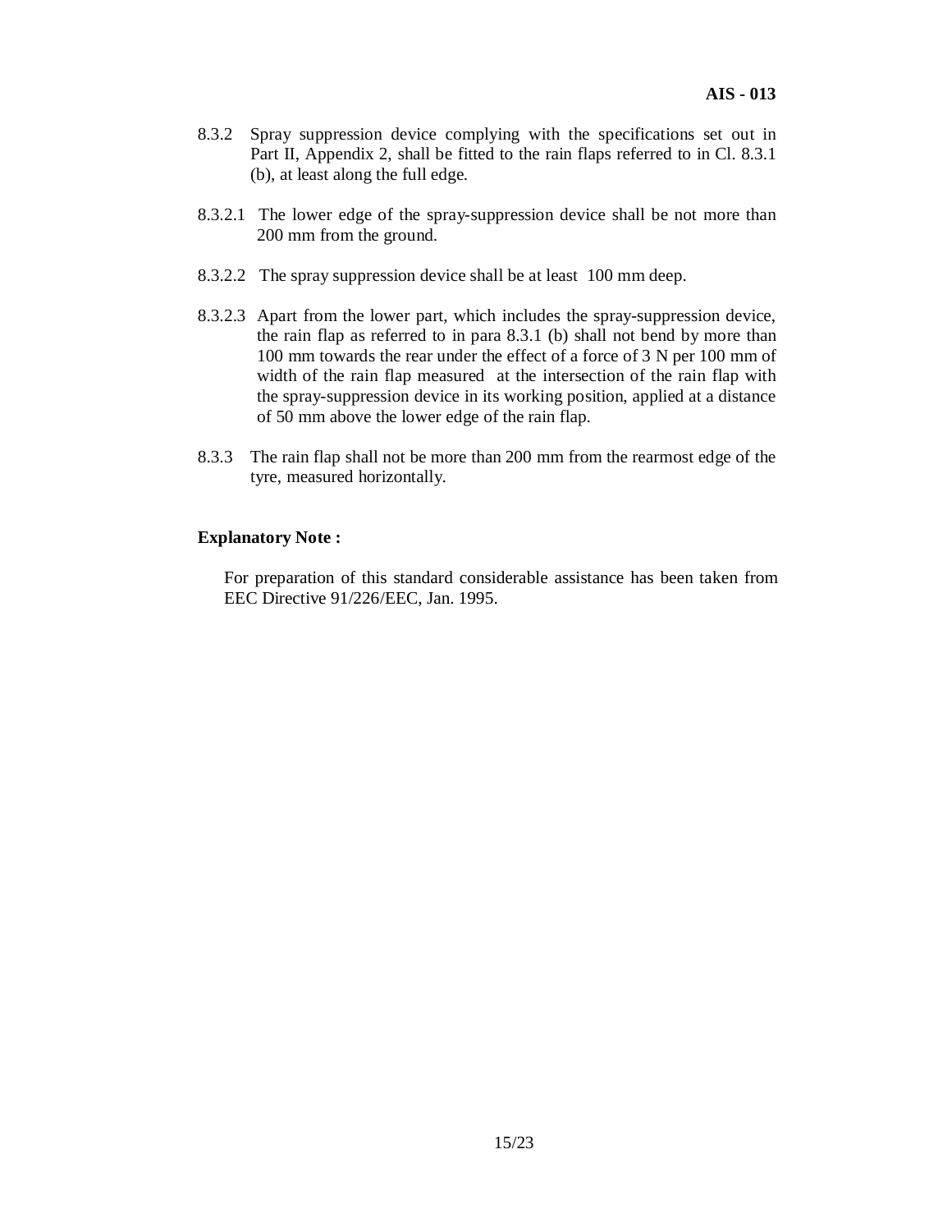8.3.2 Spray suppression device complying with the specifications set out in Part II, Appendix 2, shall be fitted to the rain flaps referred to in Cl. 8.3.1 (b), at least along the full edge.

8.3.2.1 The lower edge of the spray-suppression device shall be not more than 200 mm from the ground.

8.3.2.2 The spray suppression device shall be at least 100 mm deep.

8.3.2.3 Apart from the lower part, which includes the spray-suppression device, the rain flap as referred to in para 8.3.1 (b) shall not bend by more than 100 mm towards the rear under the effect of a force of 3 N per 100 mm of width of the rain flap measured at the intersection of the rain flap with the spray-suppression device in its working position, applied at a distance of 50 mm above the lower edge of the rain flap.

8.3.3 The rain flap shall not be more than 200 mm from the rearmost edge of the tyre, measured horizontally.

**Explanatory Note :**

For preparation of this standard considerable assistance has been taken from EEC Directive 91/226/EEC, Jan. 1995.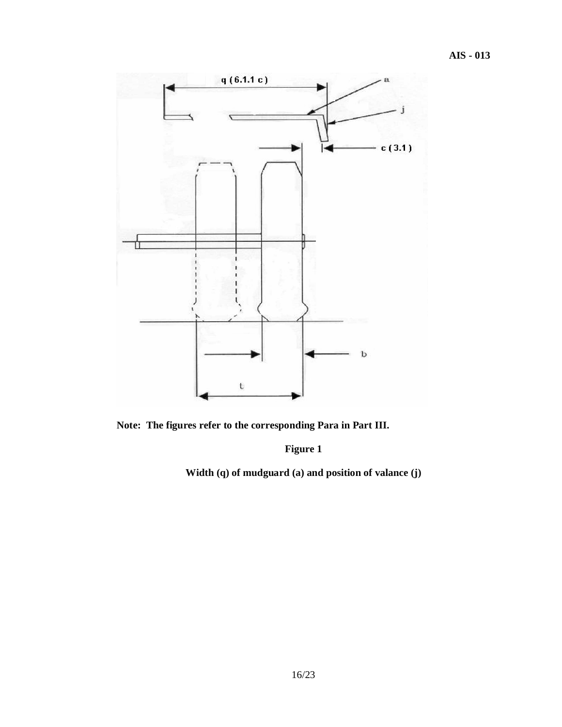Note: The figures refer to the corresponding Para in Part III.

**Figure 1**

**Width (q) of mudguard (a) and position of valance (j)**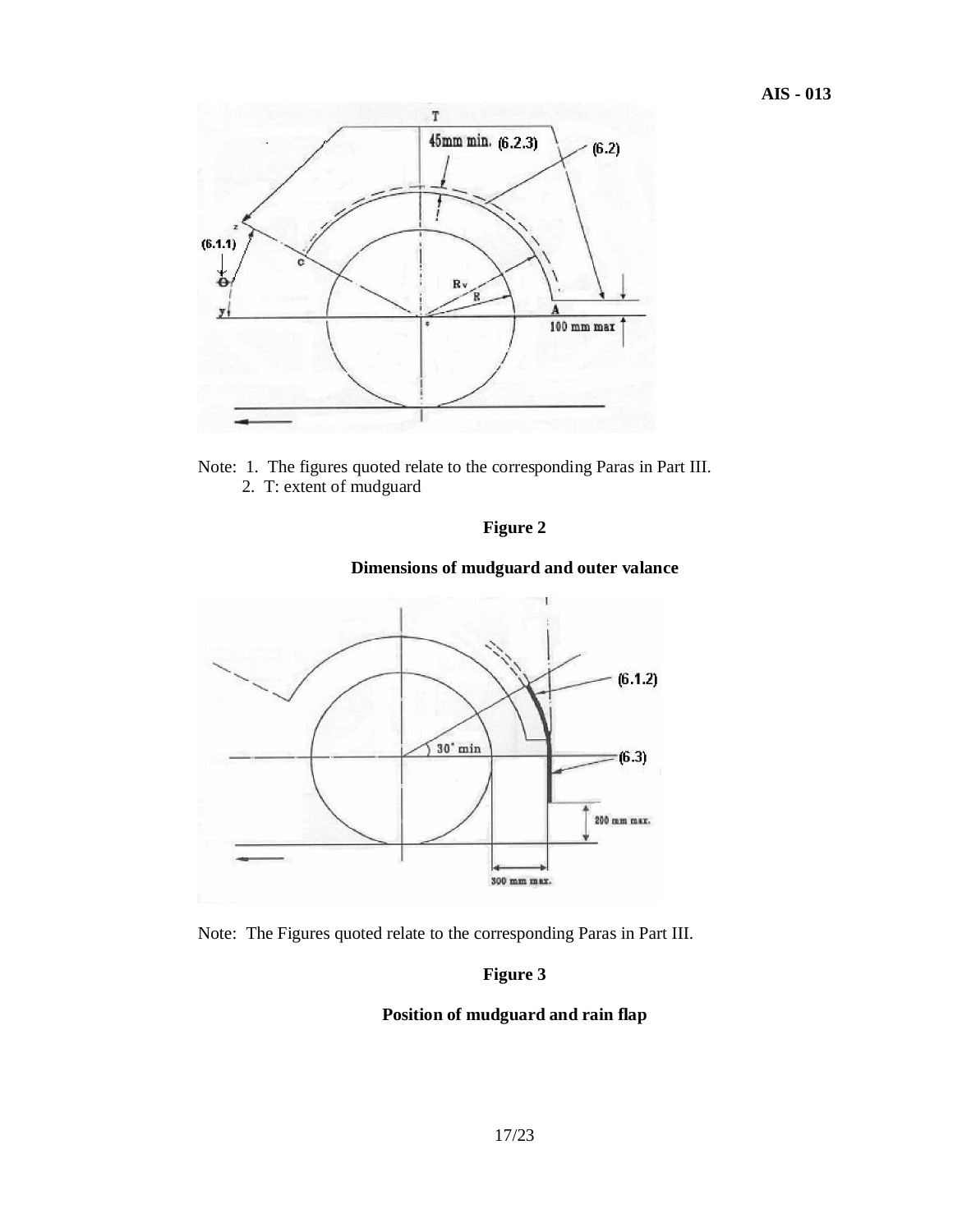Note: 1. The figures quoted relate to the corresponding Paras in Part III.
2. T: extent of mudguard

**Figure 2**

**Dimensions of mudguard and outer valance**

Note: The Figures quoted relate to the corresponding Paras in Part III.

**Figure 3**

**Position of mudguard and rain flap**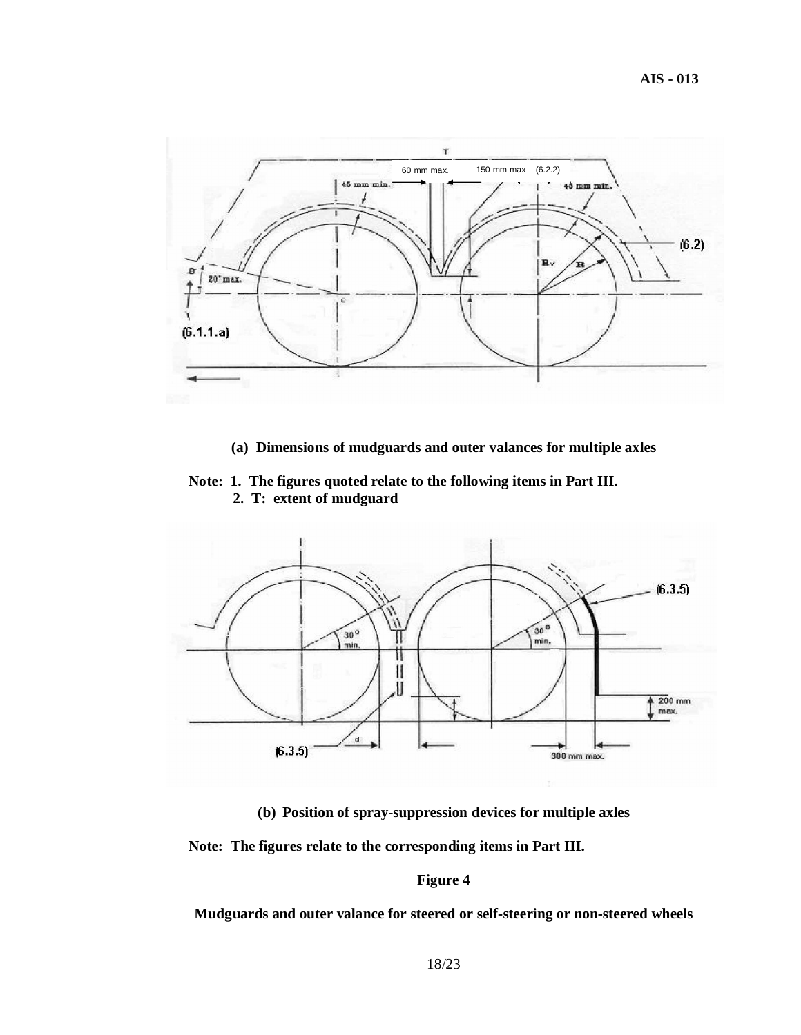(a) Dimensions of mudguards and outer valances for multiple axles

Note: 1. The figures quoted relate to the following items in Part III.
2. T: extent of mudguard

(b) Position of spray-suppression devices for multiple axles

Note: The figures relate to the corresponding items in Part III.

**Figure 4**

**Mudguards and outer valance for steered or self-steering or non-steered wheels**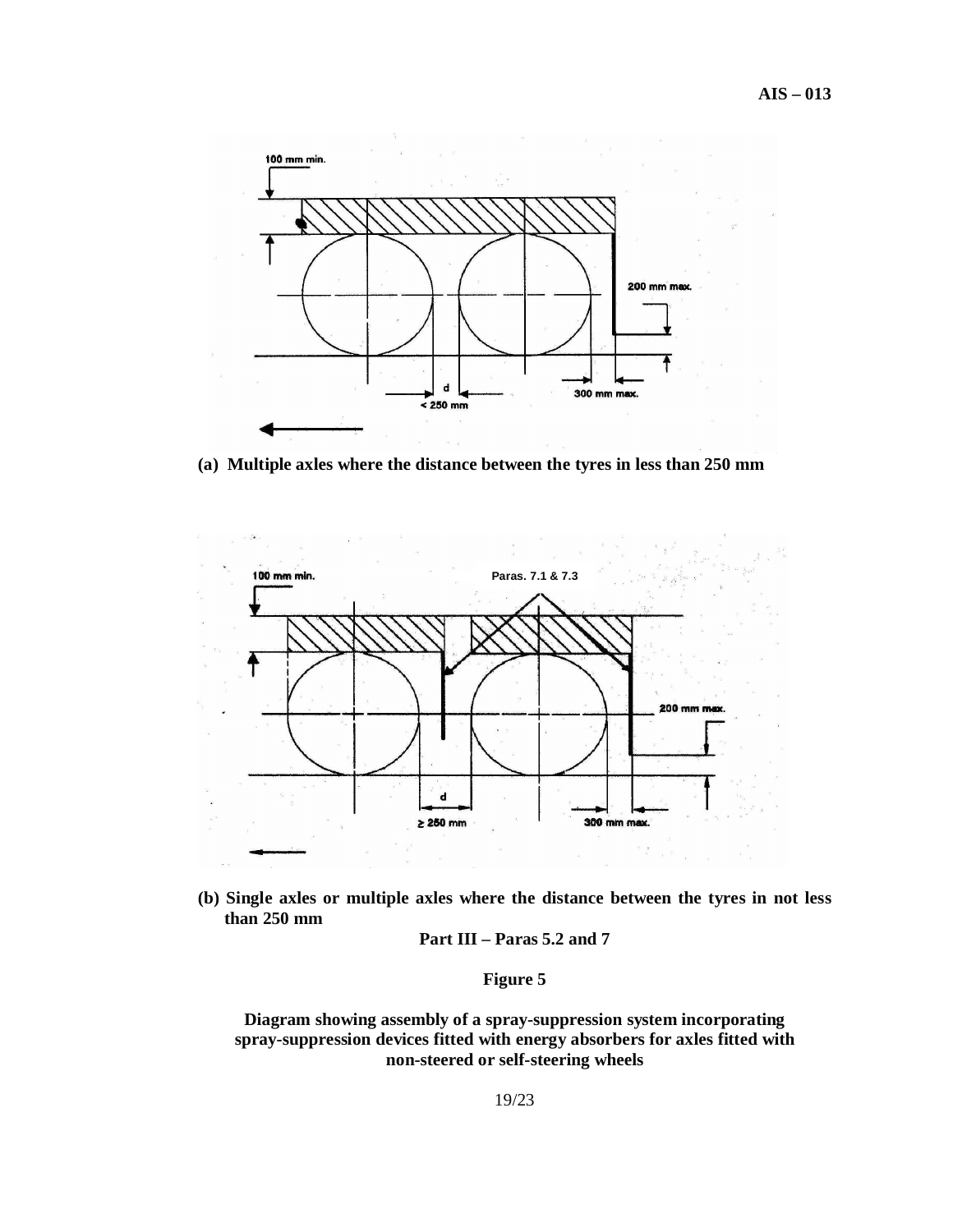**(a) Multiple axles where the distance between the tyres in less than 250 mm**

**(b) Single axles or multiple axles where the distance between the tyres in not less than 250 mm**

**Part III – Paras 5.2 and 7**

**Figure 5**

**Diagram showing assembly of a spray-suppression system incorporating spray-suppression devices fitted with energy absorbers for axles fitted with non-steered or self-steering wheels**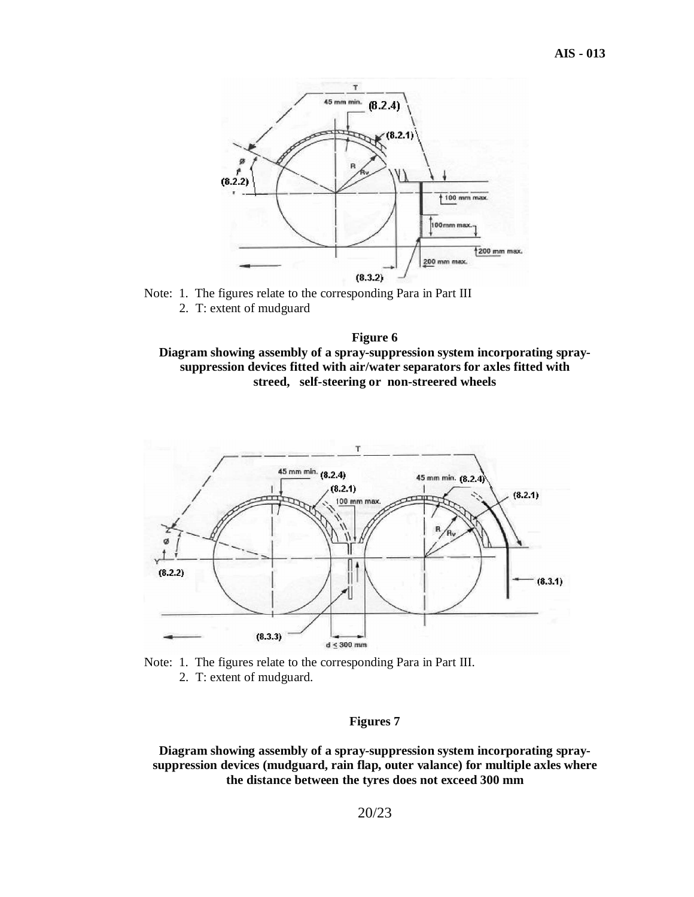Note: 1. The figures relate to the corresponding Para in Part III

2. T: extent of mudguard

**Figure 6**

**Diagram showing assembly of a spray-suppression system incorporating spray-suppression devices fitted with air/water separators for axles fitted with streed, self-steering or non-streered wheels**

Note: 1. The figures relate to the corresponding Para in Part III.

2. T: extent of mudguard.

**Figures 7**

**Diagram showing assembly of a spray-suppression system incorporating spray-suppression devices (mudguard, rain flap, outer valance) for multiple axles where the distance between the tyres does not exceed 300 mm**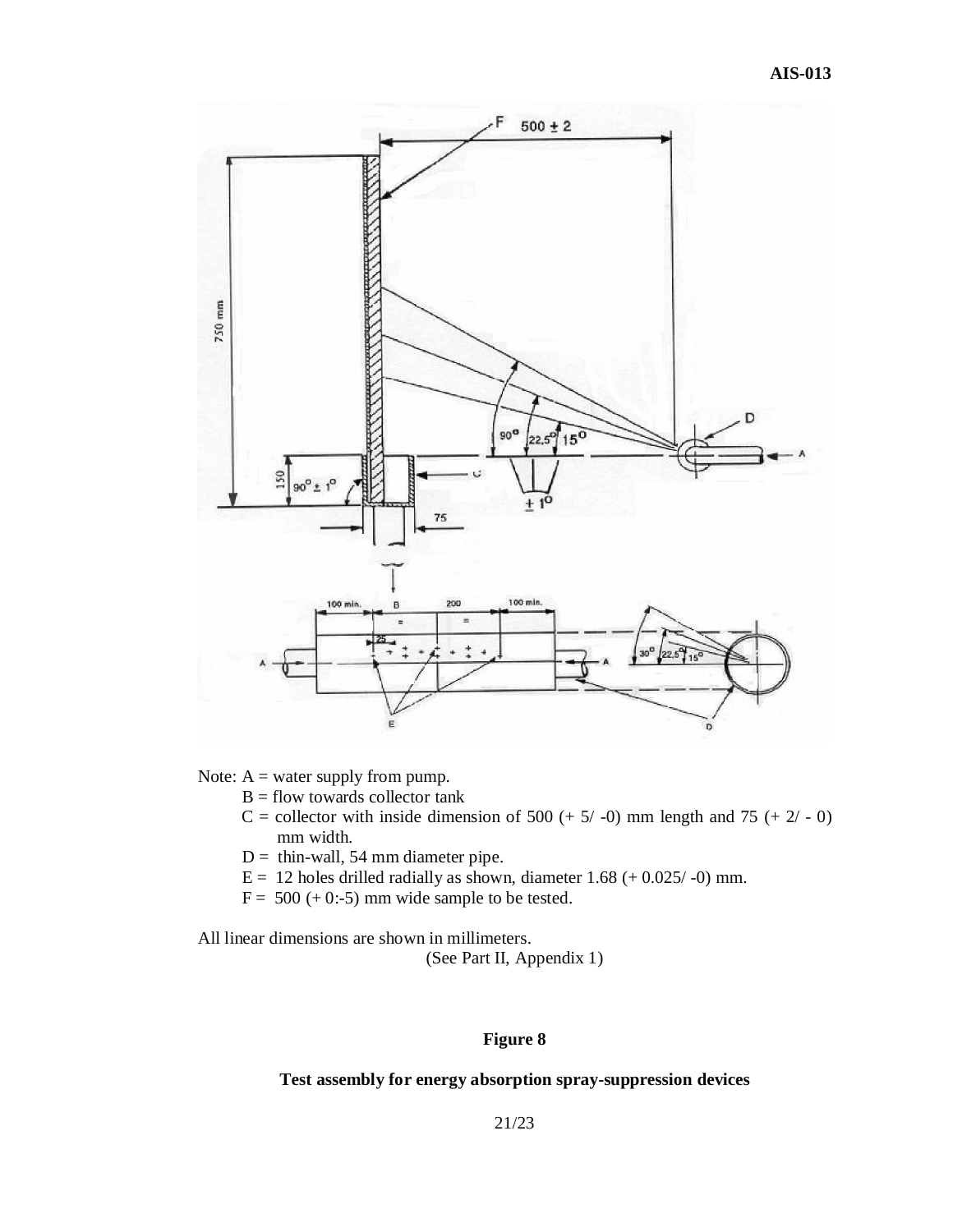Note: A = water supply from pump.

B = flow towards collector tank

C = collector with inside dimension of 500 (+ 5/ -0) mm length and 75 (+ 2/ - 0) mm width.

D = thin-wall, 54 mm diameter pipe.

E = 12 holes drilled radially as shown, diameter 1.68 (+ 0.025/ -0) mm.

F = 500 (+ 0:-5) mm wide sample to be tested.

All linear dimensions are shown in millimeters.

(See Part II, Appendix 1)

**Figure 8**

**Test assembly for energy absorption spray-suppression devices**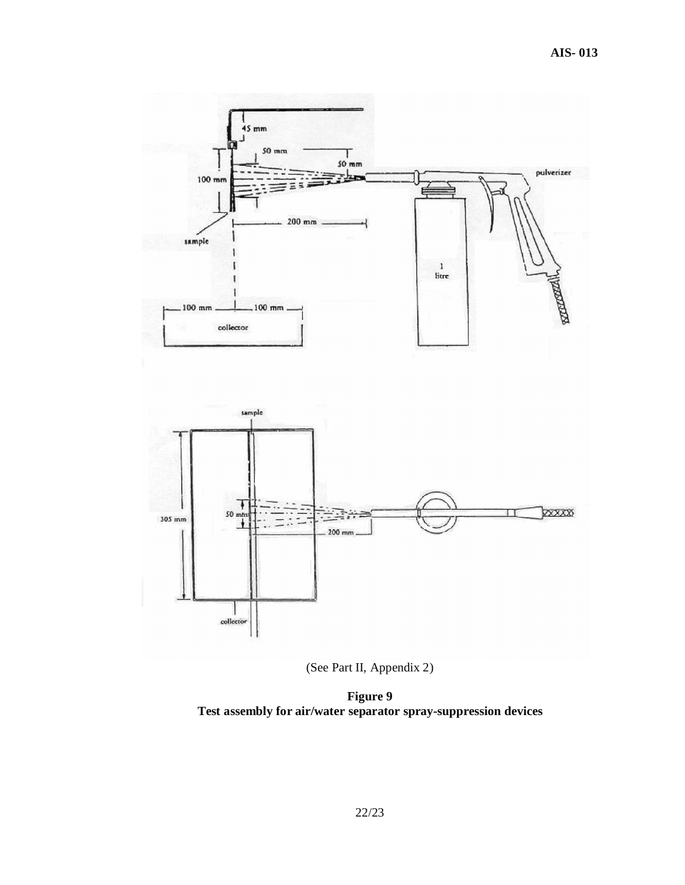(See Part II, Appendix 2)

**Figure 9**
**Test assembly for air/water separator spray-suppression devices**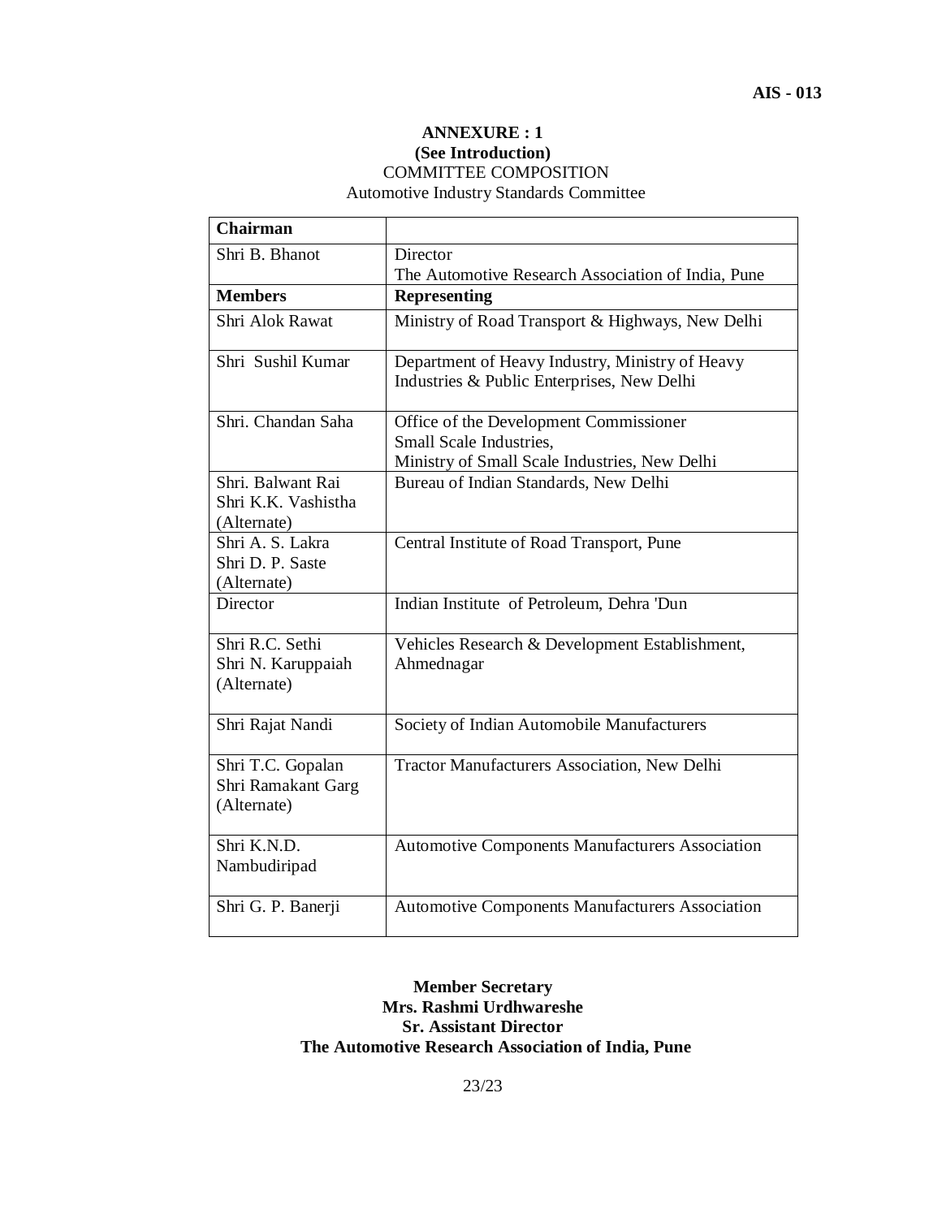**ANNEXURE : 1**
**(See Introduction)**
COMMITTEE COMPOSITION
Automotive Industry Standards Committee

| **Chairman** | |
|---|---|
| Shri B. Bhanot | Director<br>The Automotive Research Association of India, Pune |
| **Members** | **Representing** |
| Shri Alok Rawat | Ministry of Road Transport & Highways, New Delhi |
| Shri Sushil Kumar | Department of Heavy Industry, Ministry of Heavy Industries & Public Enterprises, New Delhi |
| Shri. Chandan Saha | Office of the Development Commissioner<br>Small Scale Industries,<br>Ministry of Small Scale Industries, New Delhi |
| Shri. Balwant Rai<br>Shri K.K. Vashistha<br>(Alternate) | Bureau of Indian Standards, New Delhi |
| Shri A. S. Lakra<br>Shri D. P. Saste<br>(Alternate) | Central Institute of Road Transport, Pune |
| Director | Indian Institute of Petroleum, Dehra 'Dun |
| Shri R.C. Sethi<br>Shri N. Karuppaiah<br>(Alternate) | Vehicles Research & Development Establishment, Ahmednagar |
| Shri Rajat Nandi | Society of Indian Automobile Manufacturers |
| Shri T.C. Gopalan<br>Shri Ramakant Garg<br>(Alternate) | Tractor Manufacturers Association, New Delhi |
| Shri K.N.D. Nambudiripad | Automotive Components Manufacturers Association |
| Shri G. P. Banerji | Automotive Components Manufacturers Association |

**Member Secretary**
**Mrs. Rashmi Urdhwareshe**
**Sr. Assistant Director**
**The Automotive Research Association of India, Pune**